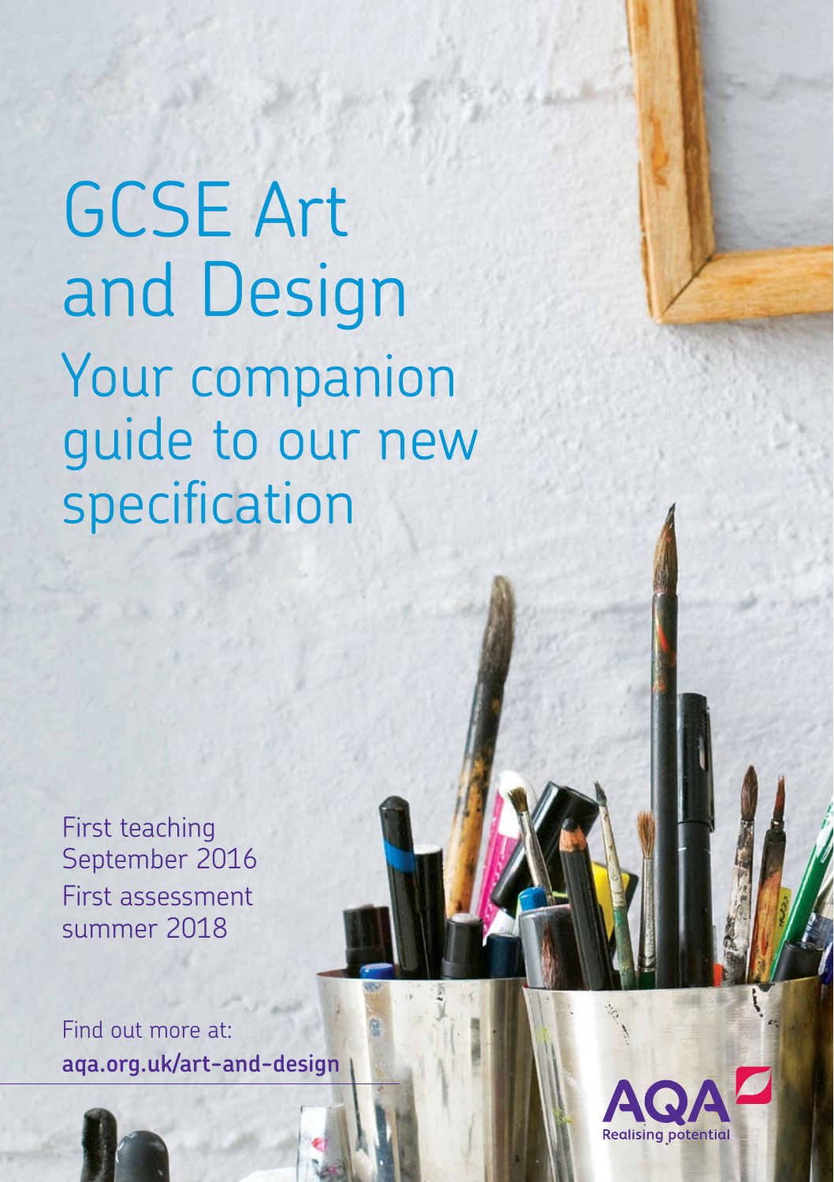# GCSE Art and Design

## Your companion guide to our new specification

First teaching September 2016

First assessment summer 2018

Find out more at:
**aqa.org.uk/art-and-design**

AQA
Realising potential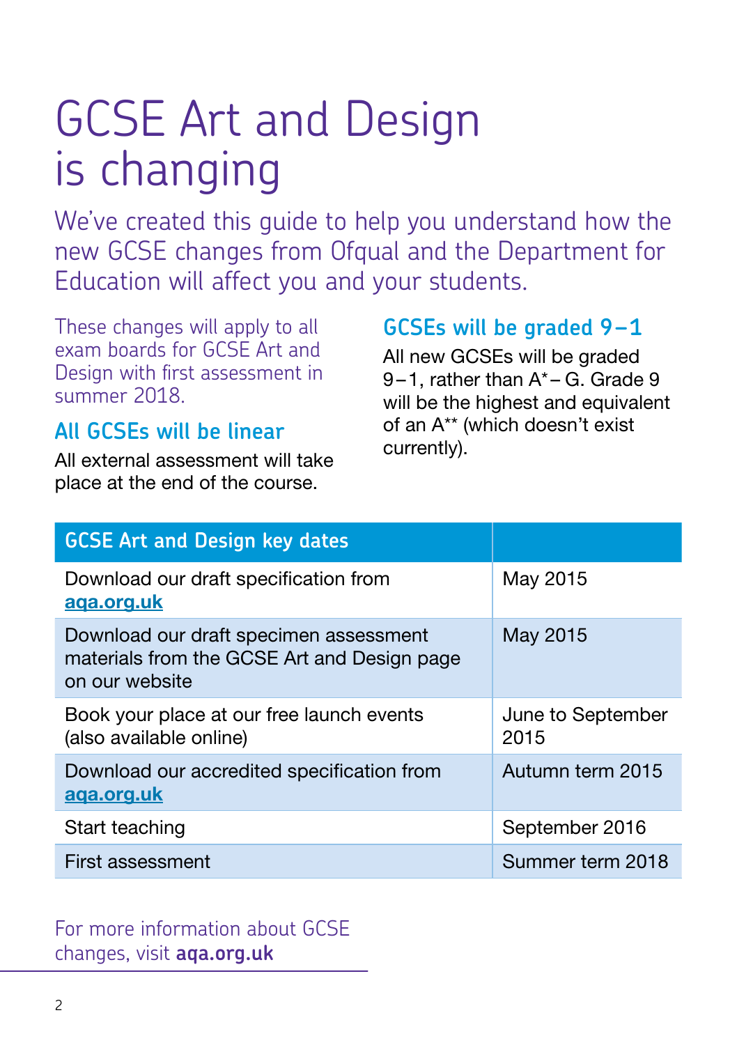# GCSE Art and Design is changing

We've created this guide to help you understand how the new GCSE changes from Ofqual and the Department for Education will affect you and your students.

These changes will apply to all exam boards for GCSE Art and Design with first assessment in summer 2018.

## All GCSEs will be linear

All external assessment will take place at the end of the course.

## GCSEs will be graded 9–1

All new GCSEs will be graded 9–1, rather than A*– G. Grade 9 will be the highest and equivalent of an A** (which doesn't exist currently).

| GCSE Art and Design key dates | |
|---|---|
| Download our draft specification from **aqa.org.uk** | May 2015 |
| Download our draft specimen assessment materials from the GCSE Art and Design page on our website | May 2015 |
| Book your place at our free launch events (also available online) | June to September 2015 |
| Download our accredited specification from **aqa.org.uk** | Autumn term 2015 |
| Start teaching | September 2016 |
| First assessment | Summer term 2018 |

For more information about GCSE changes, visit **aqa.org.uk**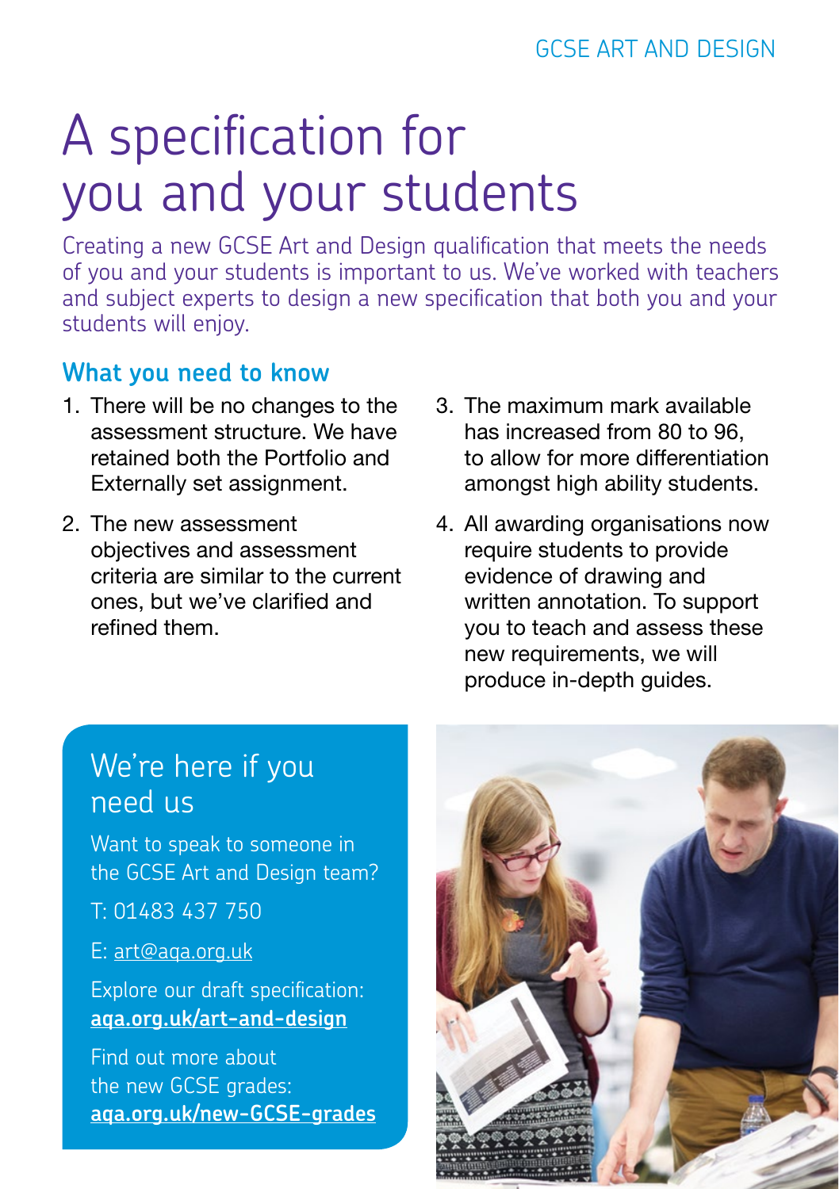# A specification for you and your students

Creating a new GCSE Art and Design qualification that meets the needs of you and your students is important to us. We've worked with teachers and subject experts to design a new specification that both you and your students will enjoy.

## What you need to know

1. There will be no changes to the assessment structure. We have retained both the Portfolio and Externally set assignment.
2. The new assessment objectives and assessment criteria are similar to the current ones, but we've clarified and refined them.
3. The maximum mark available has increased from 80 to 96, to allow for more differentiation amongst high ability students.
4. All awarding organisations now require students to provide evidence of drawing and written annotation. To support you to teach and assess these new requirements, we will produce in-depth guides.

## We're here if you need us

Want to speak to someone in the GCSE Art and Design team?

T: 01483 437 750

E: art@aqa.org.uk

Explore our draft specification:
**aqa.org.uk/art-and-design**

Find out more about the new GCSE grades:
**aqa.org.uk/new-GCSE-grades**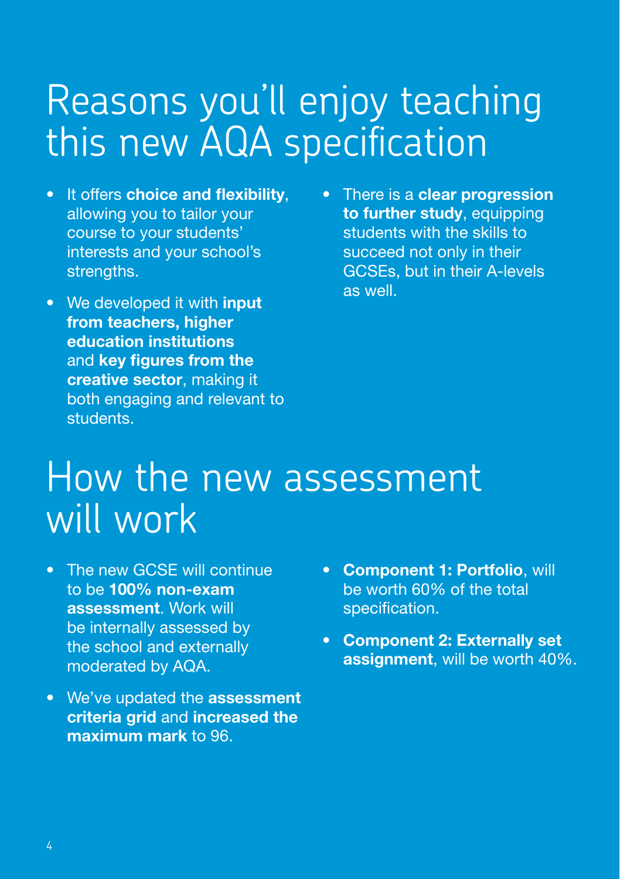# Reasons you'll enjoy teaching this new AQA specification

- It offers **choice and flexibility**, allowing you to tailor your course to your students' interests and your school's strengths.
- We developed it with **input from teachers, higher education institutions** and **key figures from the creative sector**, making it both engaging and relevant to students.
- There is a **clear progression to further study**, equipping students with the skills to succeed not only in their GCSEs, but in their A-levels as well.

# How the new assessment will work

- The new GCSE will continue to be **100% non-exam assessment**. Work will be internally assessed by the school and externally moderated by AQA.
- We've updated the **assessment criteria grid** and **increased the maximum mark** to 96.
- **Component 1: Portfolio**, will be worth 60% of the total specification.
- **Component 2: Externally set assignment**, will be worth 40%.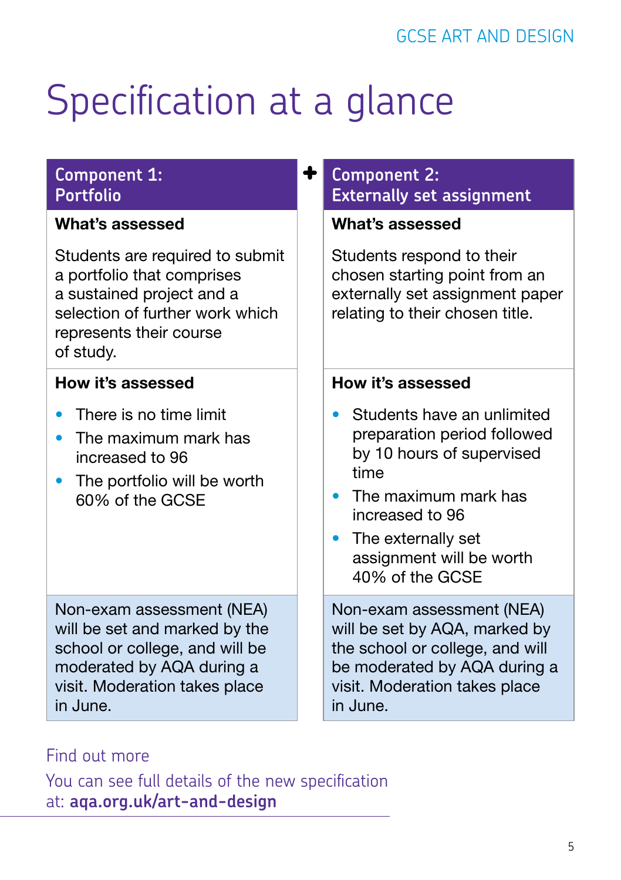# Specification at a glance

## Component 1: Portfolio

**What's assessed**

Students are required to submit a portfolio that comprises a sustained project and a selection of further work which represents their course of study.

**How it's assessed**

- There is no time limit
- The maximum mark has increased to 96
- The portfolio will be worth 60% of the GCSE

Non-exam assessment (NEA) will be set and marked by the school or college, and will be moderated by AQA during a visit. Moderation takes place in June.

+

## Component 2: Externally set assignment

**What's assessed**

Students respond to their chosen starting point from an externally set assignment paper relating to their chosen title.

**How it's assessed**

- Students have an unlimited preparation period followed by 10 hours of supervised time
- The maximum mark has increased to 96
- The externally set assignment will be worth 40% of the GCSE

Non-exam assessment (NEA) will be set by AQA, marked by the school or college, and will be moderated by AQA during a visit. Moderation takes place in June.

Find out more

You can see full details of the new specification at: **aqa.org.uk/art-and-design**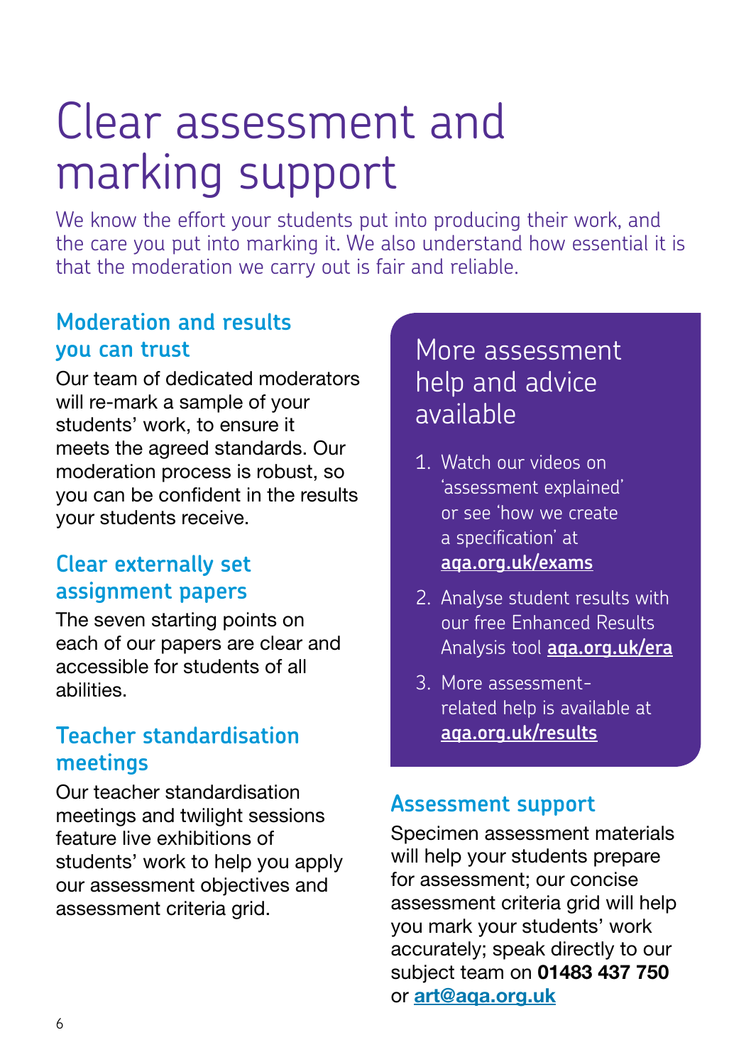# Clear assessment and marking support

We know the effort your students put into producing their work, and the care you put into marking it. We also understand how essential it is that the moderation we carry out is fair and reliable.

## Moderation and results you can trust

Our team of dedicated moderators will re-mark a sample of your students' work, to ensure it meets the agreed standards. Our moderation process is robust, so you can be confident in the results your students receive.

## Clear externally set assignment papers

The seven starting points on each of our papers are clear and accessible for students of all abilities.

## Teacher standardisation meetings

Our teacher standardisation meetings and twilight sessions feature live exhibitions of students' work to help you apply our assessment objectives and assessment criteria grid.

## More assessment help and advice available

1. Watch our videos on 'assessment explained' or see 'how we create a specification' at **aqa.org.uk/exams**
2. Analyse student results with our free Enhanced Results Analysis tool **aqa.org.uk/era**
3. More assessment-related help is available at **aqa.org.uk/results**

## Assessment support

Specimen assessment materials will help your students prepare for assessment; our concise assessment criteria grid will help you mark your students' work accurately; speak directly to our subject team on **01483 437 750** or **art@aqa.org.uk**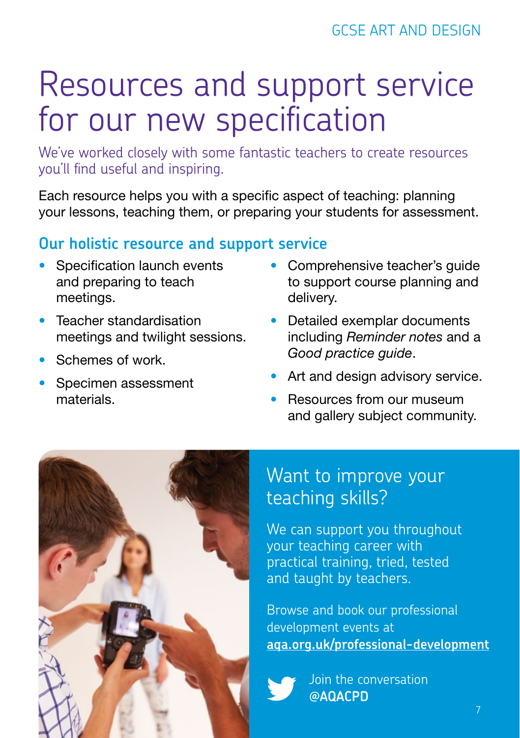# Resources and support service for our new specification

We've worked closely with some fantastic teachers to create resources you'll find useful and inspiring.

Each resource helps you with a specific aspect of teaching: planning your lessons, teaching them, or preparing your students for assessment.

## Our holistic resource and support service

- Specification launch events and preparing to teach meetings.
- Teacher standardisation meetings and twilight sessions.
- Schemes of work.
- Specimen assessment materials.
- Comprehensive teacher's guide to support course planning and delivery.
- Detailed exemplar documents including *Reminder notes* and a *Good practice guide*.
- Art and design advisory service.
- Resources from our museum and gallery subject community.

## Want to improve your teaching skills?

We can support you throughout your teaching career with practical training, tried, tested and taught by teachers.

Browse and book our professional development events at **aqa.org.uk/professional-development**

Join the conversation **@AQACPD**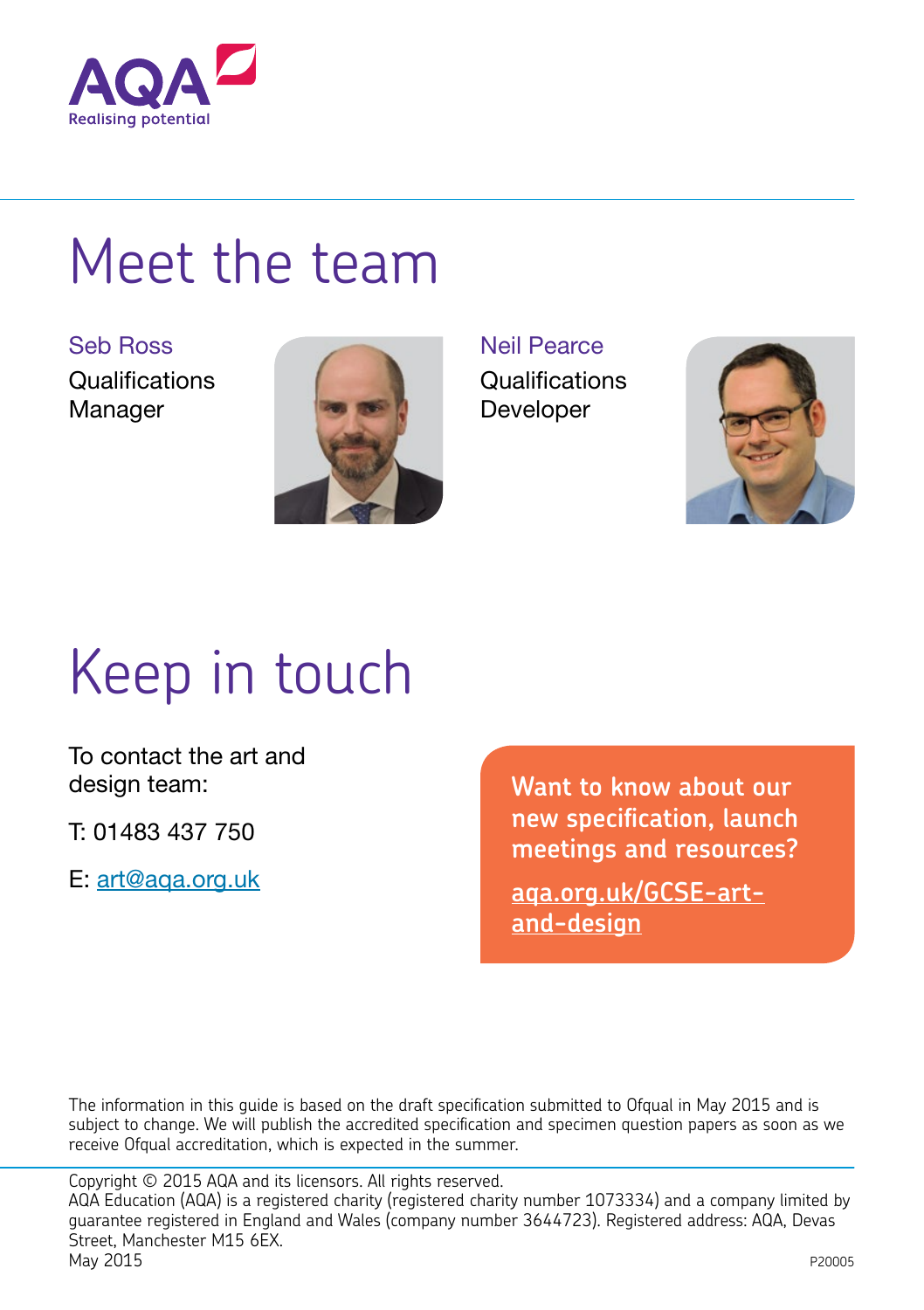AQA Realising potential

# Meet the team

**Seb Ross**
Qualifications Manager

**Neil Pearce**
Qualifications Developer

# Keep in touch

To contact the art and design team:

T: 01483 437 750

E: art@aqa.org.uk

**Want to know about our new specification, launch meetings and resources?**

**aqa.org.uk/GCSE-art-and-design**

The information in this guide is based on the draft specification submitted to Ofqual in May 2015 and is subject to change. We will publish the accredited specification and specimen question papers as soon as we receive Ofqual accreditation, which is expected in the summer.

Copyright © 2015 AQA and its licensors. All rights reserved.
AQA Education (AQA) is a registered charity (registered charity number 1073334) and a company limited by guarantee registered in England and Wales (company number 3644723). Registered address: AQA, Devas Street, Manchester M15 6EX.
May 2015

P20005